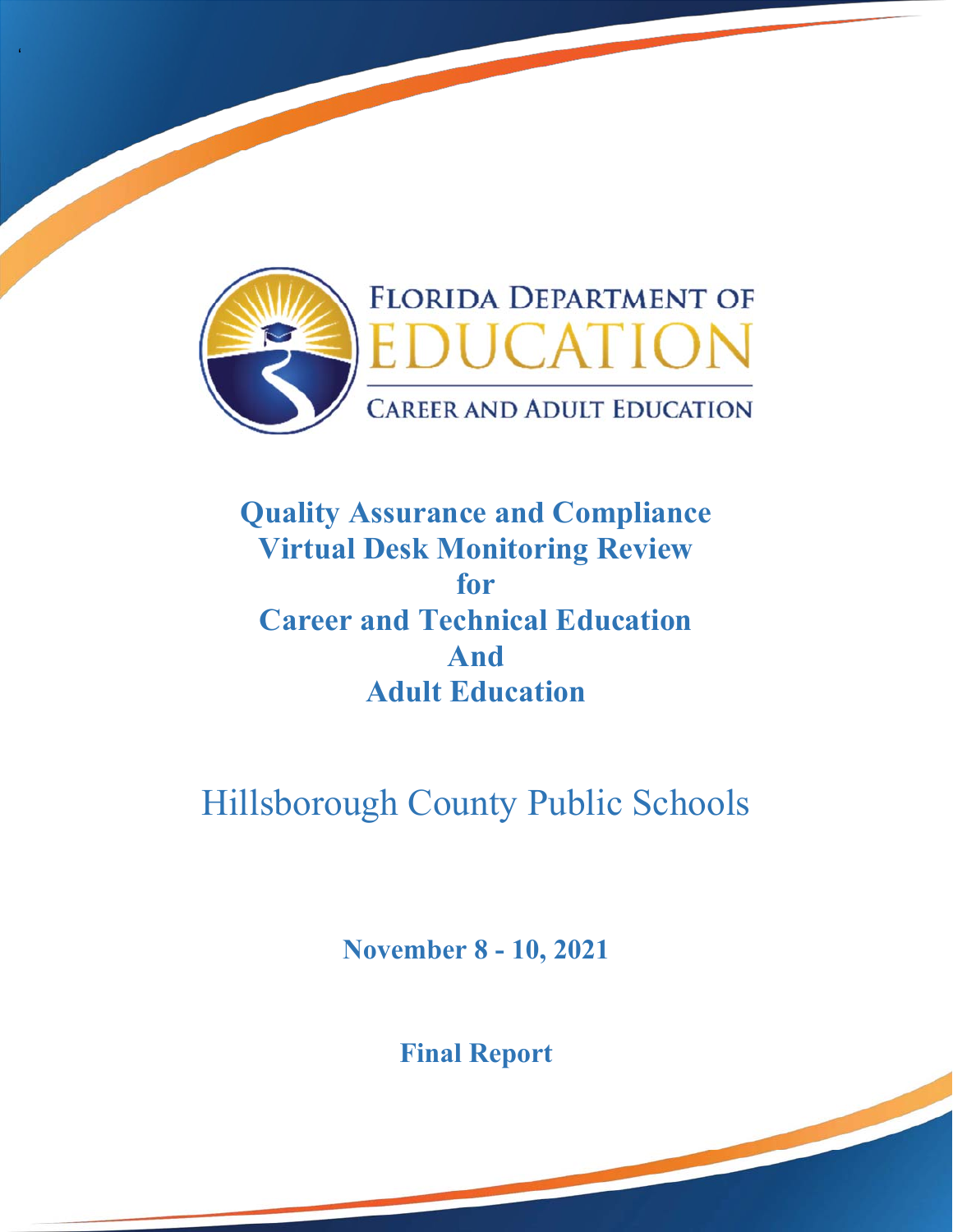FLORIDA DEPARTMENT OF EDUCATION

CAREER AND ADULT EDUCATION

# Quality Assurance and Compliance Virtual Desk Monitoring Review for Career and Technical Education And Adult Education

## Hillsborough County Public Schools

**November 8 - 10, 2021**

**Final Report**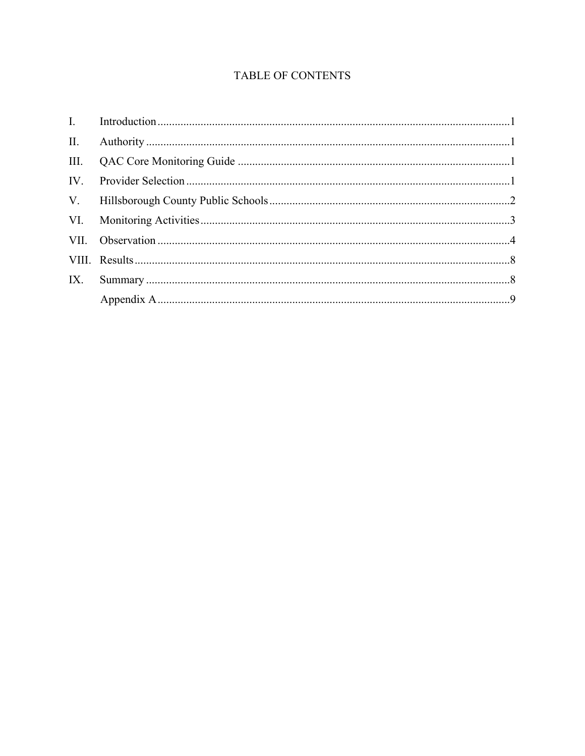# TABLE OF CONTENTS

| | | |
|---|---|---|
| I. | Introduction | 1 |
| II. | Authority | 1 |
| III. | QAC Core Monitoring Guide | 1 |
| IV. | Provider Selection | 1 |
| V. | Hillsborough County Public Schools | 2 |
| VI. | Monitoring Activities | 3 |
| VII. | Observation | 4 |
| VIII. | Results | 8 |
| IX. | Summary | 8 |
| | Appendix A | 9 |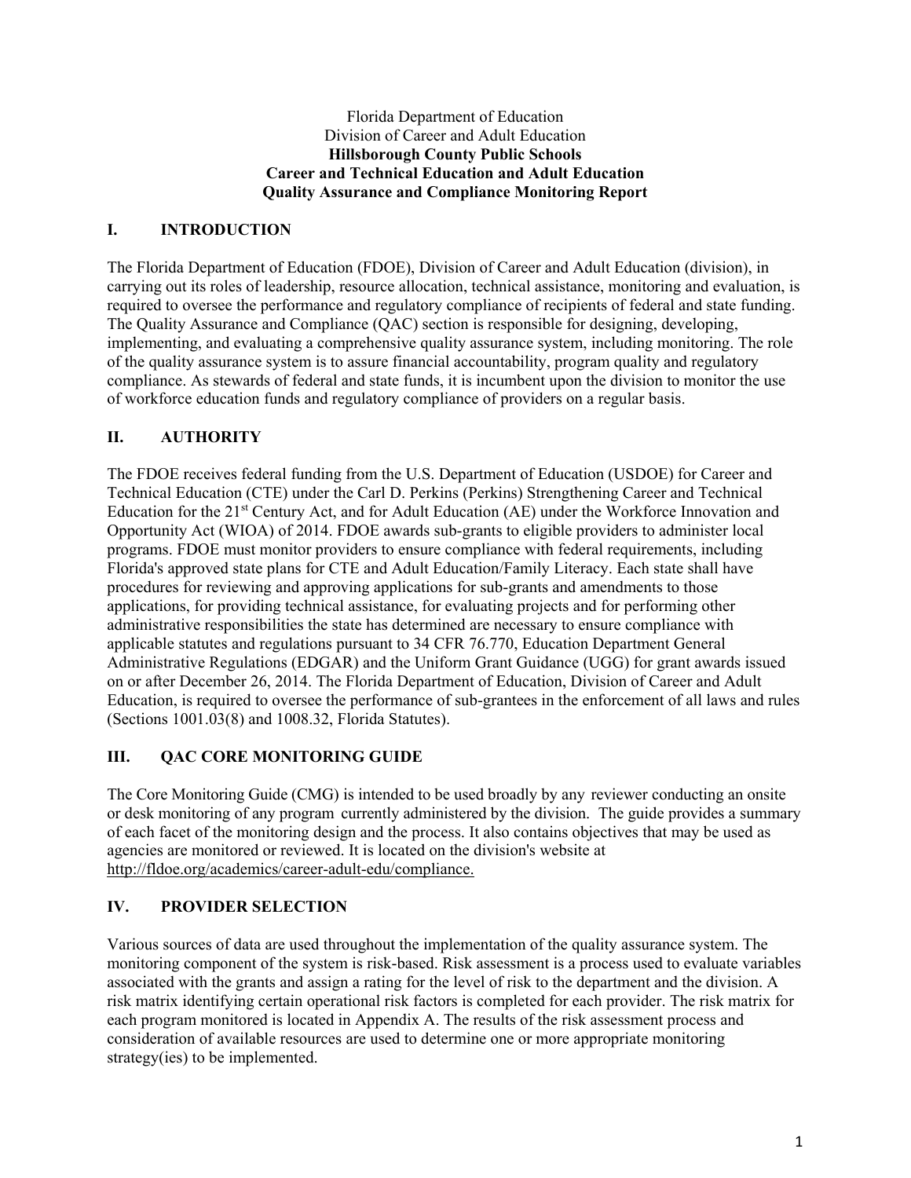Florida Department of Education
Division of Career and Adult Education
**Hillsborough County Public Schools**
**Career and Technical Education and Adult Education**
**Quality Assurance and Compliance Monitoring Report**

## I. INTRODUCTION

The Florida Department of Education (FDOE), Division of Career and Adult Education (division), in carrying out its roles of leadership, resource allocation, technical assistance, monitoring and evaluation, is required to oversee the performance and regulatory compliance of recipients of federal and state funding. The Quality Assurance and Compliance (QAC) section is responsible for designing, developing, implementing, and evaluating a comprehensive quality assurance system, including monitoring. The role of the quality assurance system is to assure financial accountability, program quality and regulatory compliance. As stewards of federal and state funds, it is incumbent upon the division to monitor the use of workforce education funds and regulatory compliance of providers on a regular basis.

## II. AUTHORITY

The FDOE receives federal funding from the U.S. Department of Education (USDOE) for Career and Technical Education (CTE) under the Carl D. Perkins (Perkins) Strengthening Career and Technical Education for the 21st Century Act, and for Adult Education (AE) under the Workforce Innovation and Opportunity Act (WIOA) of 2014. FDOE awards sub-grants to eligible providers to administer local programs. FDOE must monitor providers to ensure compliance with federal requirements, including Florida's approved state plans for CTE and Adult Education/Family Literacy. Each state shall have procedures for reviewing and approving applications for sub-grants and amendments to those applications, for providing technical assistance, for evaluating projects and for performing other administrative responsibilities the state has determined are necessary to ensure compliance with applicable statutes and regulations pursuant to 34 CFR 76.770, Education Department General Administrative Regulations (EDGAR) and the Uniform Grant Guidance (UGG) for grant awards issued on or after December 26, 2014. The Florida Department of Education, Division of Career and Adult Education, is required to oversee the performance of sub-grantees in the enforcement of all laws and rules (Sections 1001.03(8) and 1008.32, Florida Statutes).

## III. QAC CORE MONITORING GUIDE

The Core Monitoring Guide (CMG) is intended to be used broadly by any reviewer conducting an onsite or desk monitoring of any program currently administered by the division. The guide provides a summary of each facet of the monitoring design and the process. It also contains objectives that may be used as agencies are monitored or reviewed. It is located on the division's website at http://fldoe.org/academics/career-adult-edu/compliance.

## IV. PROVIDER SELECTION

Various sources of data are used throughout the implementation of the quality assurance system. The monitoring component of the system is risk-based. Risk assessment is a process used to evaluate variables associated with the grants and assign a rating for the level of risk to the department and the division. A risk matrix identifying certain operational risk factors is completed for each provider. The risk matrix for each program monitored is located in Appendix A. The results of the risk assessment process and consideration of available resources are used to determine one or more appropriate monitoring strategy(ies) to be implemented.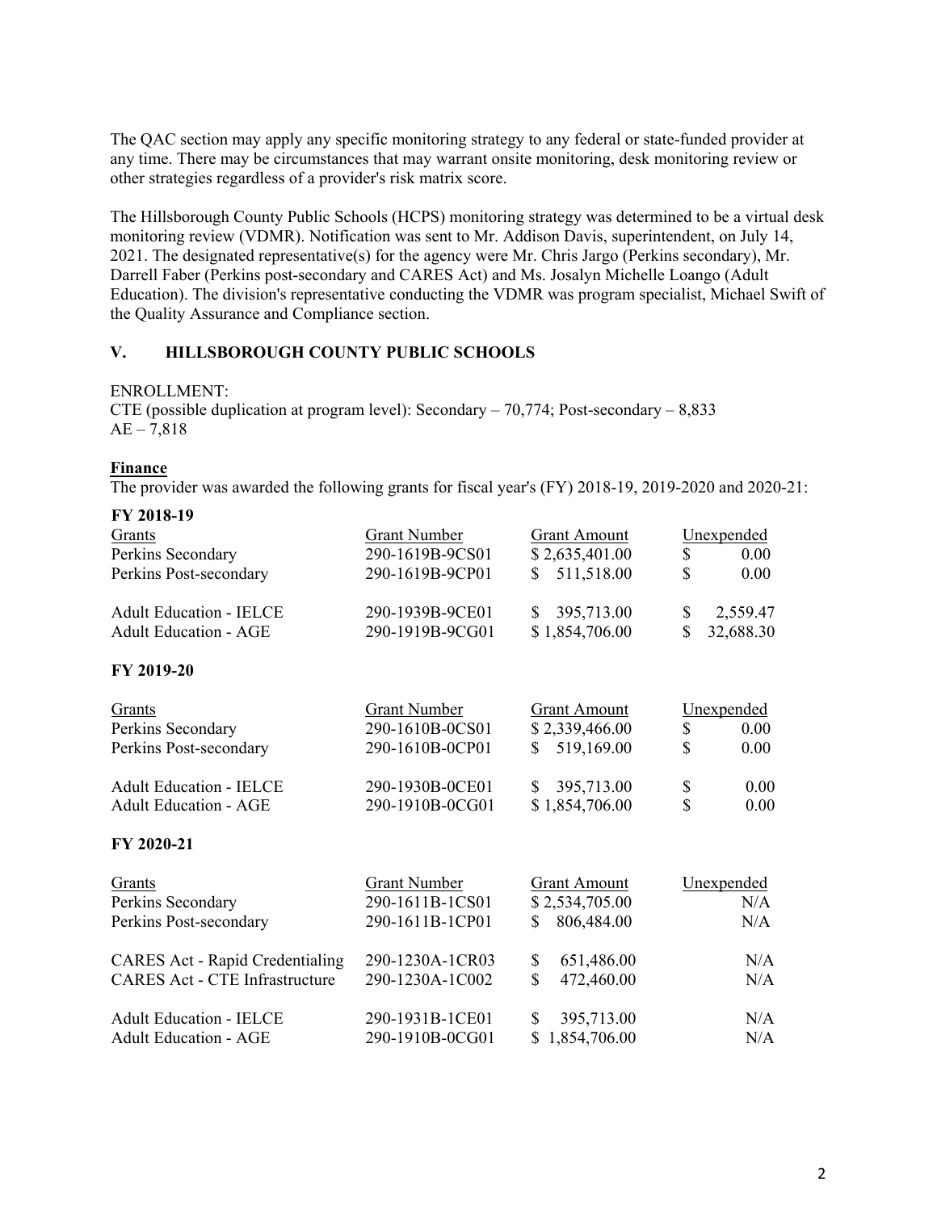The QAC section may apply any specific monitoring strategy to any federal or state-funded provider at any time. There may be circumstances that may warrant onsite monitoring, desk monitoring review or other strategies regardless of a provider's risk matrix score.

The Hillsborough County Public Schools (HCPS) monitoring strategy was determined to be a virtual desk monitoring review (VDMR). Notification was sent to Mr. Addison Davis, superintendent, on July 14, 2021. The designated representative(s) for the agency were Mr. Chris Jargo (Perkins secondary), Mr. Darrell Faber (Perkins post-secondary and CARES Act) and Ms. Josalyn Michelle Loango (Adult Education). The division's representative conducting the VDMR was program specialist, Michael Swift of the Quality Assurance and Compliance section.

## V. HILLSBOROUGH COUNTY PUBLIC SCHOOLS

ENROLLMENT:
CTE (possible duplication at program level): Secondary – 70,774; Post-secondary – 8,833
AE – 7,818

**Finance**

The provider was awarded the following grants for fiscal year's (FY) 2018-19, 2019-2020 and 2020-21:

**FY 2018-19**

| Grants | Grant Number | Grant Amount | Unexpended |
|---|---|---|---|
| Perkins Secondary | 290-1619B-9CS01 | $ 2,635,401.00 | $ 0.00 |
| Perkins Post-secondary | 290-1619B-9CP01 | $ 511,518.00 | $ 0.00 |
| Adult Education - IELCE | 290-1939B-9CE01 | $ 395,713.00 | $ 2,559.47 |
| Adult Education - AGE | 290-1919B-9CG01 | $ 1,854,706.00 | $ 32,688.30 |

**FY 2019-20**

| Grants | Grant Number | Grant Amount | Unexpended |
|---|---|---|---|
| Perkins Secondary | 290-1610B-0CS01 | $ 2,339,466.00 | $ 0.00 |
| Perkins Post-secondary | 290-1610B-0CP01 | $ 519,169.00 | $ 0.00 |
| Adult Education - IELCE | 290-1930B-0CE01 | $ 395,713.00 | $ 0.00 |
| Adult Education - AGE | 290-1910B-0CG01 | $ 1,854,706.00 | $ 0.00 |

**FY 2020-21**

| Grants | Grant Number | Grant Amount | Unexpended |
|---|---|---|---|
| Perkins Secondary | 290-1611B-1CS01 | $ 2,534,705.00 | N/A |
| Perkins Post-secondary | 290-1611B-1CP01 | $ 806,484.00 | N/A |
| CARES Act - Rapid Credentialing | 290-1230A-1CR03 | $ 651,486.00 | N/A |
| CARES Act - CTE Infrastructure | 290-1230A-1C002 | $ 472,460.00 | N/A |
| Adult Education - IELCE | 290-1931B-1CE01 | $ 395,713.00 | N/A |
| Adult Education - AGE | 290-1910B-0CG01 | $ 1,854,706.00 | N/A |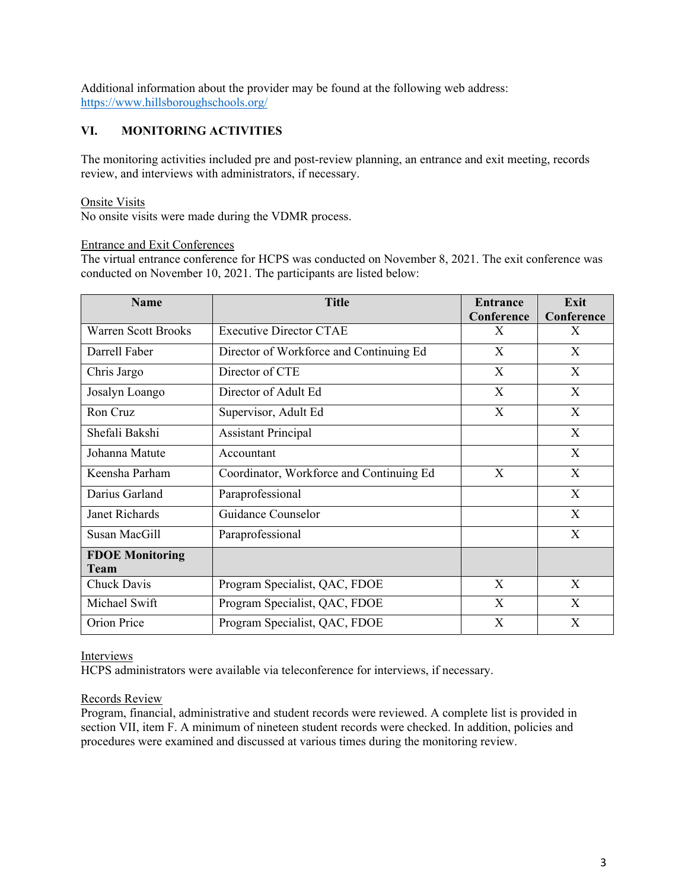Additional information about the provider may be found at the following web address: https://www.hillsboroughschools.org/

## VI. MONITORING ACTIVITIES

The monitoring activities included pre and post-review planning, an entrance and exit meeting, records review, and interviews with administrators, if necessary.

Onsite Visits
No onsite visits were made during the VDMR process.

Entrance and Exit Conferences
The virtual entrance conference for HCPS was conducted on November 8, 2021. The exit conference was conducted on November 10, 2021. The participants are listed below:

| Name | Title | Entrance Conference | Exit Conference |
|---|---|---|---|
| Warren Scott Brooks | Executive Director CTAE | X | X |
| Darrell Faber | Director of Workforce and Continuing Ed | X | X |
| Chris Jargo | Director of CTE | X | X |
| Josalyn Loango | Director of Adult Ed | X | X |
| Ron Cruz | Supervisor, Adult Ed | X | X |
| Shefali Bakshi | Assistant Principal | | X |
| Johanna Matute | Accountant | | X |
| Keensha Parham | Coordinator, Workforce and Continuing Ed | X | X |
| Darius Garland | Paraprofessional | | X |
| Janet Richards | Guidance Counselor | | X |
| Susan MacGill | Paraprofessional | | X |
| **FDOE Monitoring Team** | | | |
| Chuck Davis | Program Specialist, QAC, FDOE | X | X |
| Michael Swift | Program Specialist, QAC, FDOE | X | X |
| Orion Price | Program Specialist, QAC, FDOE | X | X |

Interviews
HCPS administrators were available via teleconference for interviews, if necessary.

Records Review
Program, financial, administrative and student records were reviewed. A complete list is provided in section VII, item F. A minimum of nineteen student records were checked. In addition, policies and procedures were examined and discussed at various times during the monitoring review.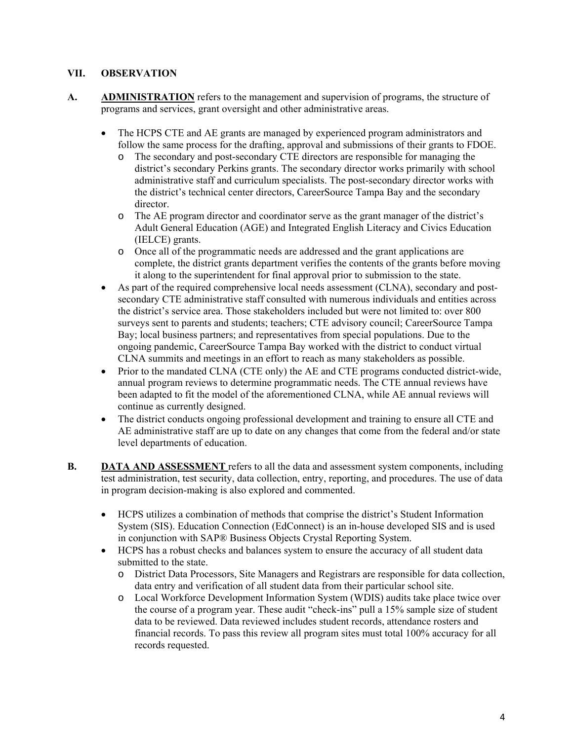## VII. OBSERVATION

**A. <u>ADMINISTRATION</u>** refers to the management and supervision of programs, the structure of programs and services, grant oversight and other administrative areas.

- The HCPS CTE and AE grants are managed by experienced program administrators and follow the same process for the drafting, approval and submissions of their grants to FDOE.
  - The secondary and post-secondary CTE directors are responsible for managing the district's secondary Perkins grants. The secondary director works primarily with school administrative staff and curriculum specialists. The post-secondary director works with the district's technical center directors, CareerSource Tampa Bay and the secondary director.
  - The AE program director and coordinator serve as the grant manager of the district's Adult General Education (AGE) and Integrated English Literacy and Civics Education (IELCE) grants.
  - Once all of the programmatic needs are addressed and the grant applications are complete, the district grants department verifies the contents of the grants before moving it along to the superintendent for final approval prior to submission to the state.
- As part of the required comprehensive local needs assessment (CLNA), secondary and post-secondary CTE administrative staff consulted with numerous individuals and entities across the district's service area. Those stakeholders included but were not limited to: over 800 surveys sent to parents and students; teachers; CTE advisory council; CareerSource Tampa Bay; local business partners; and representatives from special populations. Due to the ongoing pandemic, CareerSource Tampa Bay worked with the district to conduct virtual CLNA summits and meetings in an effort to reach as many stakeholders as possible.
- Prior to the mandated CLNA (CTE only) the AE and CTE programs conducted district-wide, annual program reviews to determine programmatic needs. The CTE annual reviews have been adapted to fit the model of the aforementioned CLNA, while AE annual reviews will continue as currently designed.
- The district conducts ongoing professional development and training to ensure all CTE and AE administrative staff are up to date on any changes that come from the federal and/or state level departments of education.

**B. <u>DATA AND ASSESSMENT</u>** refers to all the data and assessment system components, including test administration, test security, data collection, entry, reporting, and procedures. The use of data in program decision-making is also explored and commented.

- HCPS utilizes a combination of methods that comprise the district's Student Information System (SIS). Education Connection (EdConnect) is an in-house developed SIS and is used in conjunction with SAP® Business Objects Crystal Reporting System.
- HCPS has a robust checks and balances system to ensure the accuracy of all student data submitted to the state.
  - District Data Processors, Site Managers and Registrars are responsible for data collection, data entry and verification of all student data from their particular school site.
  - Local Workforce Development Information System (WDIS) audits take place twice over the course of a program year. These audit "check-ins" pull a 15% sample size of student data to be reviewed. Data reviewed includes student records, attendance rosters and financial records. To pass this review all program sites must total 100% accuracy for all records requested.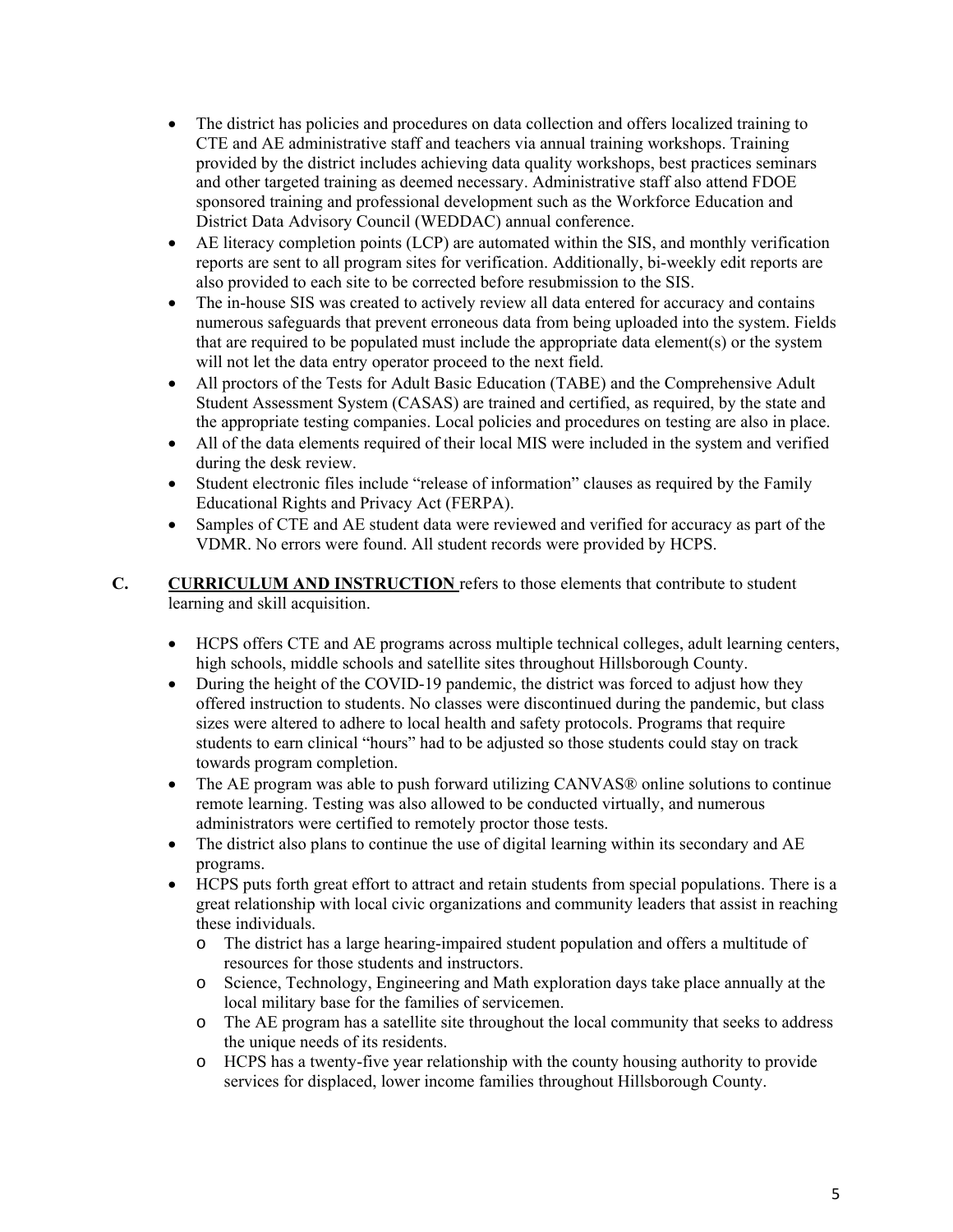- The district has policies and procedures on data collection and offers localized training to CTE and AE administrative staff and teachers via annual training workshops. Training provided by the district includes achieving data quality workshops, best practices seminars and other targeted training as deemed necessary. Administrative staff also attend FDOE sponsored training and professional development such as the Workforce Education and District Data Advisory Council (WEDDAC) annual conference.
- AE literacy completion points (LCP) are automated within the SIS, and monthly verification reports are sent to all program sites for verification. Additionally, bi-weekly edit reports are also provided to each site to be corrected before resubmission to the SIS.
- The in-house SIS was created to actively review all data entered for accuracy and contains numerous safeguards that prevent erroneous data from being uploaded into the system. Fields that are required to be populated must include the appropriate data element(s) or the system will not let the data entry operator proceed to the next field.
- All proctors of the Tests for Adult Basic Education (TABE) and the Comprehensive Adult Student Assessment System (CASAS) are trained and certified, as required, by the state and the appropriate testing companies. Local policies and procedures on testing are also in place.
- All of the data elements required of their local MIS were included in the system and verified during the desk review.
- Student electronic files include "release of information" clauses as required by the Family Educational Rights and Privacy Act (FERPA).
- Samples of CTE and AE student data were reviewed and verified for accuracy as part of the VDMR. No errors were found. All student records were provided by HCPS.

**C. <u>CURRICULUM AND INSTRUCTION</u>** refers to those elements that contribute to student learning and skill acquisition.

- HCPS offers CTE and AE programs across multiple technical colleges, adult learning centers, high schools, middle schools and satellite sites throughout Hillsborough County.
- During the height of the COVID-19 pandemic, the district was forced to adjust how they offered instruction to students. No classes were discontinued during the pandemic, but class sizes were altered to adhere to local health and safety protocols. Programs that require students to earn clinical "hours" had to be adjusted so those students could stay on track towards program completion.
- The AE program was able to push forward utilizing CANVAS® online solutions to continue remote learning. Testing was also allowed to be conducted virtually, and numerous administrators were certified to remotely proctor those tests.
- The district also plans to continue the use of digital learning within its secondary and AE programs.
- HCPS puts forth great effort to attract and retain students from special populations. There is a great relationship with local civic organizations and community leaders that assist in reaching these individuals.
  - The district has a large hearing-impaired student population and offers a multitude of resources for those students and instructors.
  - Science, Technology, Engineering and Math exploration days take place annually at the local military base for the families of servicemen.
  - The AE program has a satellite site throughout the local community that seeks to address the unique needs of its residents.
  - HCPS has a twenty-five year relationship with the county housing authority to provide services for displaced, lower income families throughout Hillsborough County.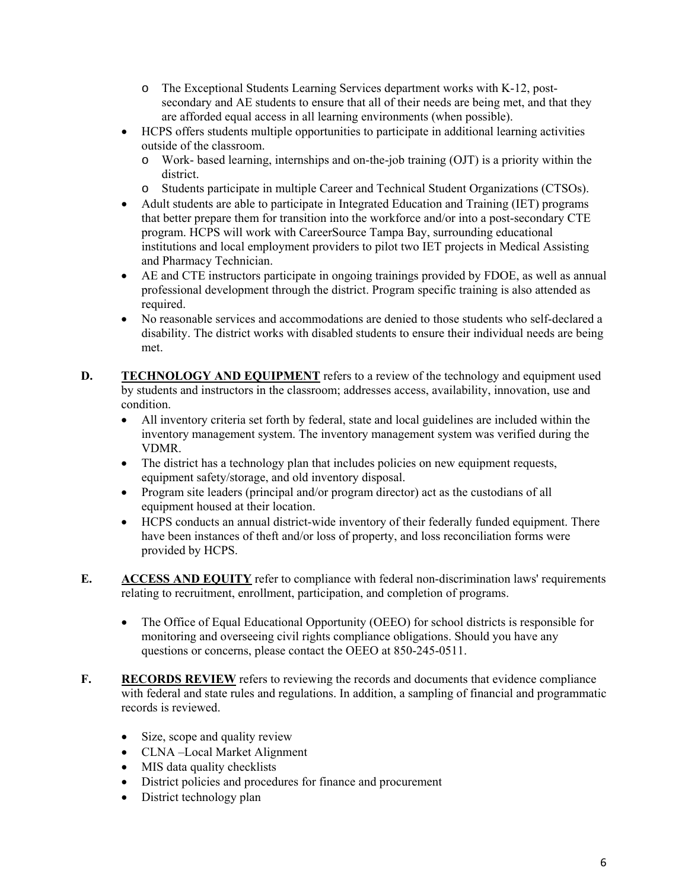- The Exceptional Students Learning Services department works with K-12, post-secondary and AE students to ensure that all of their needs are being met, and that they are afforded equal access in all learning environments (when possible).
- HCPS offers students multiple opportunities to participate in additional learning activities outside of the classroom.
   - Work- based learning, internships and on-the-job training (OJT) is a priority within the district.
   - Students participate in multiple Career and Technical Student Organizations (CTSOs).
- Adult students are able to participate in Integrated Education and Training (IET) programs that better prepare them for transition into the workforce and/or into a post-secondary CTE program. HCPS will work with CareerSource Tampa Bay, surrounding educational institutions and local employment providers to pilot two IET projects in Medical Assisting and Pharmacy Technician.
- AE and CTE instructors participate in ongoing trainings provided by FDOE, as well as annual professional development through the district. Program specific training is also attended as required.
- No reasonable services and accommodations are denied to those students who self-declared a disability. The district works with disabled students to ensure their individual needs are being met.

**D.** **TECHNOLOGY AND EQUIPMENT** refers to a review of the technology and equipment used by students and instructors in the classroom; addresses access, availability, innovation, use and condition.

- All inventory criteria set forth by federal, state and local guidelines are included within the inventory management system. The inventory management system was verified during the VDMR.
- The district has a technology plan that includes policies on new equipment requests, equipment safety/storage, and old inventory disposal.
- Program site leaders (principal and/or program director) act as the custodians of all equipment housed at their location.
- HCPS conducts an annual district-wide inventory of their federally funded equipment. There have been instances of theft and/or loss of property, and loss reconciliation forms were provided by HCPS.

**E.** **ACCESS AND EQUITY** refer to compliance with federal non-discrimination laws' requirements relating to recruitment, enrollment, participation, and completion of programs.

- The Office of Equal Educational Opportunity (OEEO) for school districts is responsible for monitoring and overseeing civil rights compliance obligations. Should you have any questions or concerns, please contact the OEEO at 850-245-0511.

**F.** **RECORDS REVIEW** refers to reviewing the records and documents that evidence compliance with federal and state rules and regulations. In addition, a sampling of financial and programmatic records is reviewed.

- Size, scope and quality review
- CLNA –Local Market Alignment
- MIS data quality checklists
- District policies and procedures for finance and procurement
- District technology plan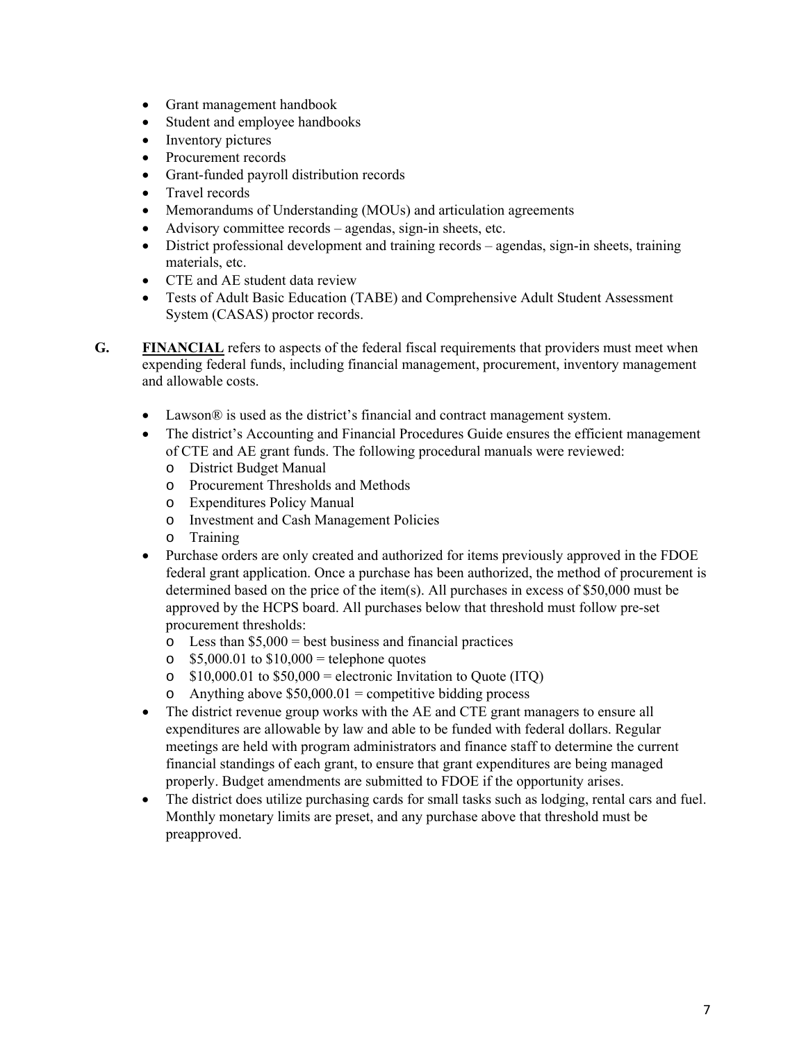- Grant management handbook
- Student and employee handbooks
- Inventory pictures
- Procurement records
- Grant-funded payroll distribution records
- Travel records
- Memorandums of Understanding (MOUs) and articulation agreements
- Advisory committee records – agendas, sign-in sheets, etc.
- District professional development and training records – agendas, sign-in sheets, training materials, etc.
- CTE and AE student data review
- Tests of Adult Basic Education (TABE) and Comprehensive Adult Student Assessment System (CASAS) proctor records.

**G.** **FINANCIAL** refers to aspects of the federal fiscal requirements that providers must meet when expending federal funds, including financial management, procurement, inventory management and allowable costs.

- Lawson® is used as the district's financial and contract management system.
- The district's Accounting and Financial Procedures Guide ensures the efficient management of CTE and AE grant funds. The following procedural manuals were reviewed:
  - District Budget Manual
  - Procurement Thresholds and Methods
  - Expenditures Policy Manual
  - Investment and Cash Management Policies
  - Training
- Purchase orders are only created and authorized for items previously approved in the FDOE federal grant application. Once a purchase has been authorized, the method of procurement is determined based on the price of the item(s). All purchases in excess of $50,000 must be approved by the HCPS board. All purchases below that threshold must follow pre-set procurement thresholds:
  - Less than $5,000 = best business and financial practices
  - $5,000.01 to $10,000 = telephone quotes
  - $10,000.01 to $50,000 = electronic Invitation to Quote (ITQ)
  - Anything above $50,000.01 = competitive bidding process
- The district revenue group works with the AE and CTE grant managers to ensure all expenditures are allowable by law and able to be funded with federal dollars. Regular meetings are held with program administrators and finance staff to determine the current financial standings of each grant, to ensure that grant expenditures are being managed properly. Budget amendments are submitted to FDOE if the opportunity arises.
- The district does utilize purchasing cards for small tasks such as lodging, rental cars and fuel. Monthly monetary limits are preset, and any purchase above that threshold must be preapproved.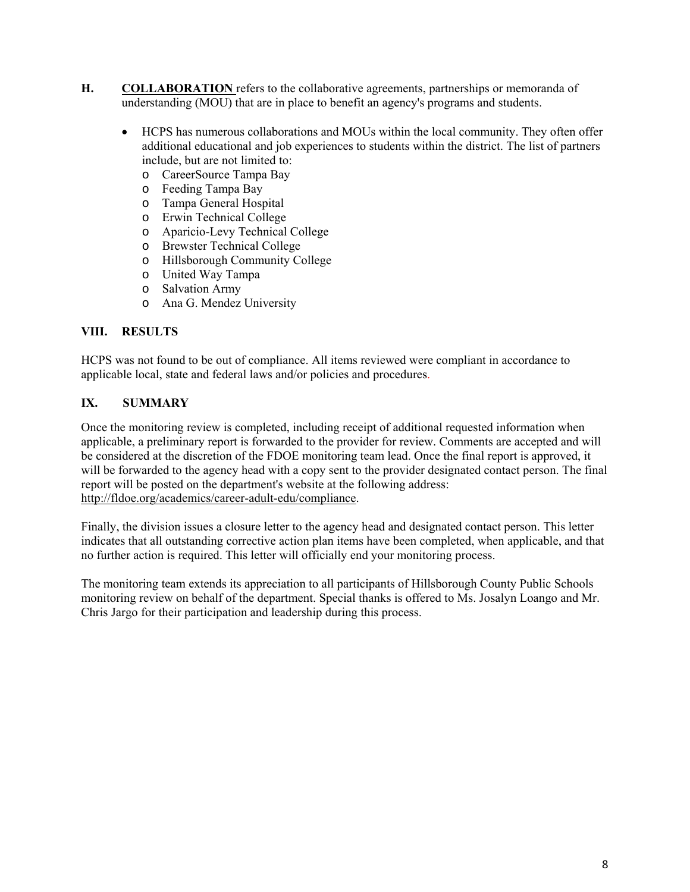**H.** **COLLABORATION** refers to the collaborative agreements, partnerships or memoranda of understanding (MOU) that are in place to benefit an agency's programs and students.

- HCPS has numerous collaborations and MOUs within the local community. They often offer additional educational and job experiences to students within the district. The list of partners include, but are not limited to:
  - CareerSource Tampa Bay
  - Feeding Tampa Bay
  - Tampa General Hospital
  - Erwin Technical College
  - Aparicio-Levy Technical College
  - Brewster Technical College
  - Hillsborough Community College
  - United Way Tampa
  - Salvation Army
  - Ana G. Mendez University

## VIII. RESULTS

HCPS was not found to be out of compliance. All items reviewed were compliant in accordance to applicable local, state and federal laws and/or policies and procedures.

## IX. SUMMARY

Once the monitoring review is completed, including receipt of additional requested information when applicable, a preliminary report is forwarded to the provider for review. Comments are accepted and will be considered at the discretion of the FDOE monitoring team lead. Once the final report is approved, it will be forwarded to the agency head with a copy sent to the provider designated contact person. The final report will be posted on the department's website at the following address: http://fldoe.org/academics/career-adult-edu/compliance.

Finally, the division issues a closure letter to the agency head and designated contact person. This letter indicates that all outstanding corrective action plan items have been completed, when applicable, and that no further action is required. This letter will officially end your monitoring process.

The monitoring team extends its appreciation to all participants of Hillsborough County Public Schools monitoring review on behalf of the department. Special thanks is offered to Ms. Josalyn Loango and Mr. Chris Jargo for their participation and leadership during this process.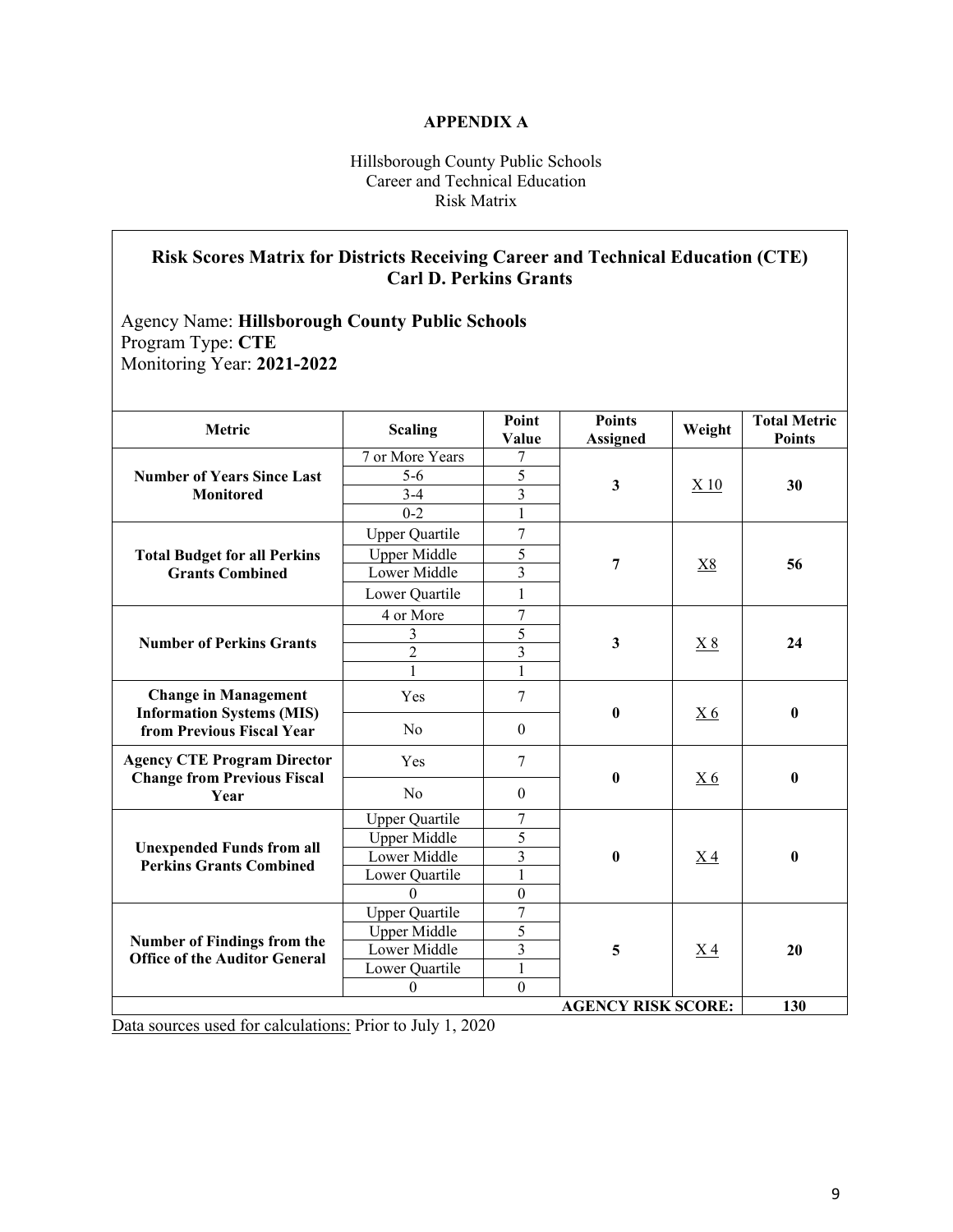**APPENDIX A**

Hillsborough County Public Schools
Career and Technical Education
Risk Matrix

**Risk Scores Matrix for Districts Receiving Career and Technical Education (CTE) Carl D. Perkins Grants**

Agency Name: **Hillsborough County Public Schools**
Program Type: **CTE**
Monitoring Year: **2021-2022**

| Metric | Scaling | Point Value | Points Assigned | Weight | Total Metric Points |
|---|---|---|---|---|---|
| **Number of Years Since Last Monitored** | 7 or More Years | 7 | **3** | X 10 | **30** |
| | 5-6 | 5 | | | |
| | 3-4 | 3 | | | |
| | 0-2 | 1 | | | |
| **Total Budget for all Perkins Grants Combined** | Upper Quartile | 7 | **7** | X8 | **56** |
| | Upper Middle | 5 | | | |
| | Lower Middle | 3 | | | |
| | Lower Quartile | 1 | | | |
| **Number of Perkins Grants** | 4 or More | 7 | **3** | X 8 | **24** |
| | 3 | 5 | | | |
| | 2 | 3 | | | |
| | 1 | 1 | | | |
| **Change in Management Information Systems (MIS) from Previous Fiscal Year** | Yes | 7 | **0** | X 6 | **0** |
| | No | 0 | | | |
| **Agency CTE Program Director Change from Previous Fiscal Year** | Yes | 7 | **0** | X 6 | **0** |
| | No | 0 | | | |
| **Unexpended Funds from all Perkins Grants Combined** | Upper Quartile | 7 | **0** | X 4 | **0** |
| | Upper Middle | 5 | | | |
| | Lower Middle | 3 | | | |
| | Lower Quartile | 1 | | | |
| | 0 | 0 | | | |
| **Number of Findings from the Office of the Auditor General** | Upper Quartile | 7 | **5** | X 4 | **20** |
| | Upper Middle | 5 | | | |
| | Lower Middle | 3 | | | |
| | Lower Quartile | 1 | | | |
| | 0 | 0 | | | |
| | | | **AGENCY RISK SCORE:** | | **130** |

Data sources used for calculations: Prior to July 1, 2020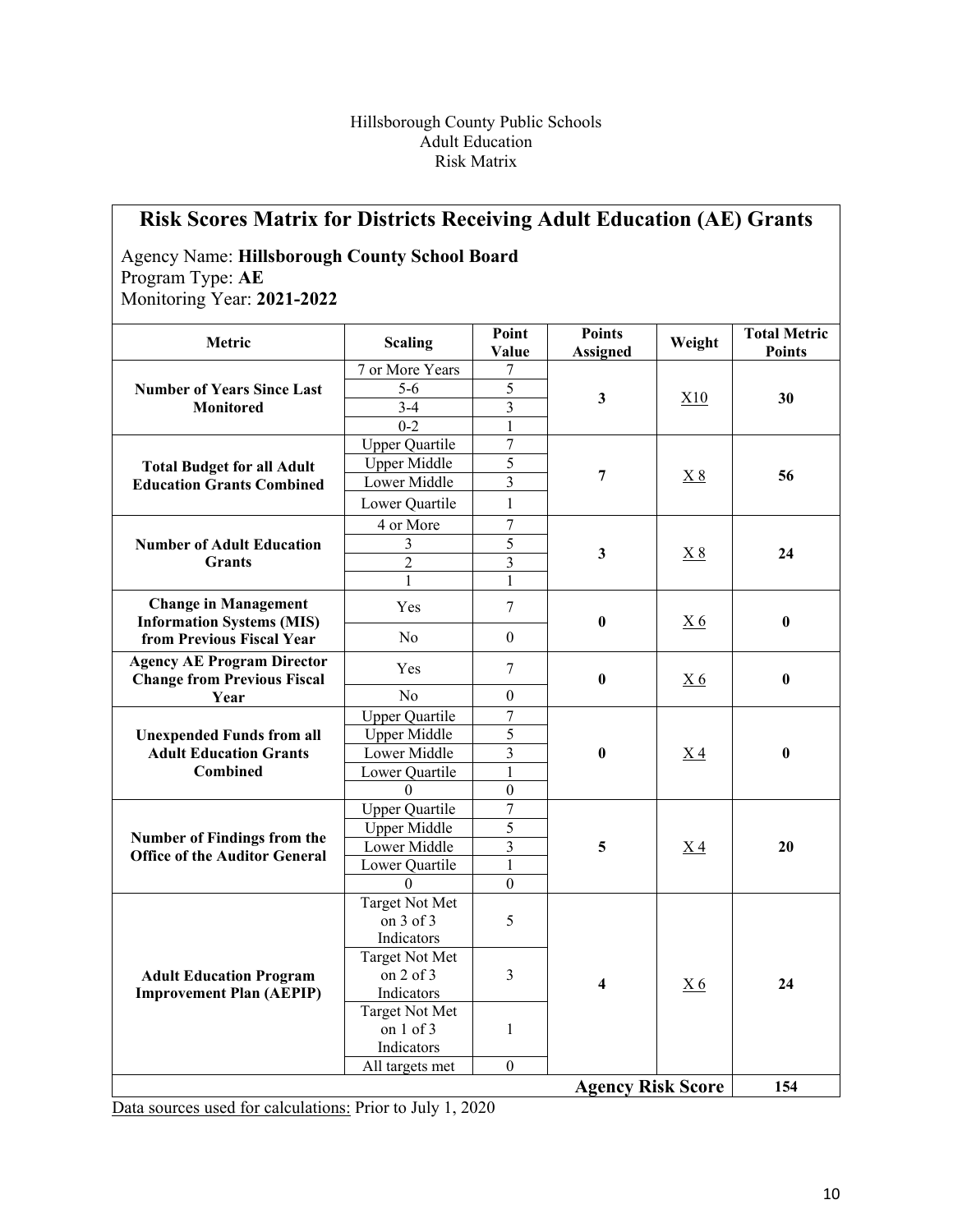Hillsborough County Public Schools
Adult Education
Risk Matrix

## Risk Scores Matrix for Districts Receiving Adult Education (AE) Grants

Agency Name: **Hillsborough County School Board**
Program Type: **AE**
Monitoring Year: **2021-2022**

| Metric | Scaling | Point Value | Points Assigned | Weight | Total Metric Points |
|---|---|---|---|---|---|
| **Number of Years Since Last Monitored** | 7 or More Years | 7 | **3** | X10 | **30** |
| | 5-6 | 5 | | | |
| | 3-4 | 3 | | | |
| | 0-2 | 1 | | | |
| **Total Budget for all Adult Education Grants Combined** | Upper Quartile | 7 | **7** | X 8 | **56** |
| | Upper Middle | 5 | | | |
| | Lower Middle | 3 | | | |
| | Lower Quartile | 1 | | | |
| **Number of Adult Education Grants** | 4 or More | 7 | **3** | X 8 | **24** |
| | 3 | 5 | | | |
| | 2 | 3 | | | |
| | 1 | 1 | | | |
| **Change in Management Information Systems (MIS) from Previous Fiscal Year** | Yes | 7 | **0** | X 6 | **0** |
| | No | 0 | | | |
| **Agency AE Program Director Change from Previous Fiscal Year** | Yes | 7 | **0** | X 6 | **0** |
| | No | 0 | | | |
| **Unexpended Funds from all Adult Education Grants Combined** | Upper Quartile | 7 | **0** | X 4 | **0** |
| | Upper Middle | 5 | | | |
| | Lower Middle | 3 | | | |
| | Lower Quartile | 1 | | | |
| | 0 | 0 | | | |
| **Number of Findings from the Office of the Auditor General** | Upper Quartile | 7 | **5** | X 4 | **20** |
| | Upper Middle | 5 | | | |
| | Lower Middle | 3 | | | |
| | Lower Quartile | 1 | | | |
| | 0 | 0 | | | |
| **Adult Education Program Improvement Plan (AEPIP)** | Target Not Met on 3 of 3 Indicators | 5 | **4** | X 6 | **24** |
| | Target Not Met on 2 of 3 Indicators | 3 | | | |
| | Target Not Met on 1 of 3 Indicators | 1 | | | |
| | All targets met | 0 | | | |
| | | | | **Agency Risk Score** | **154** |

Data sources used for calculations: Prior to July 1, 2020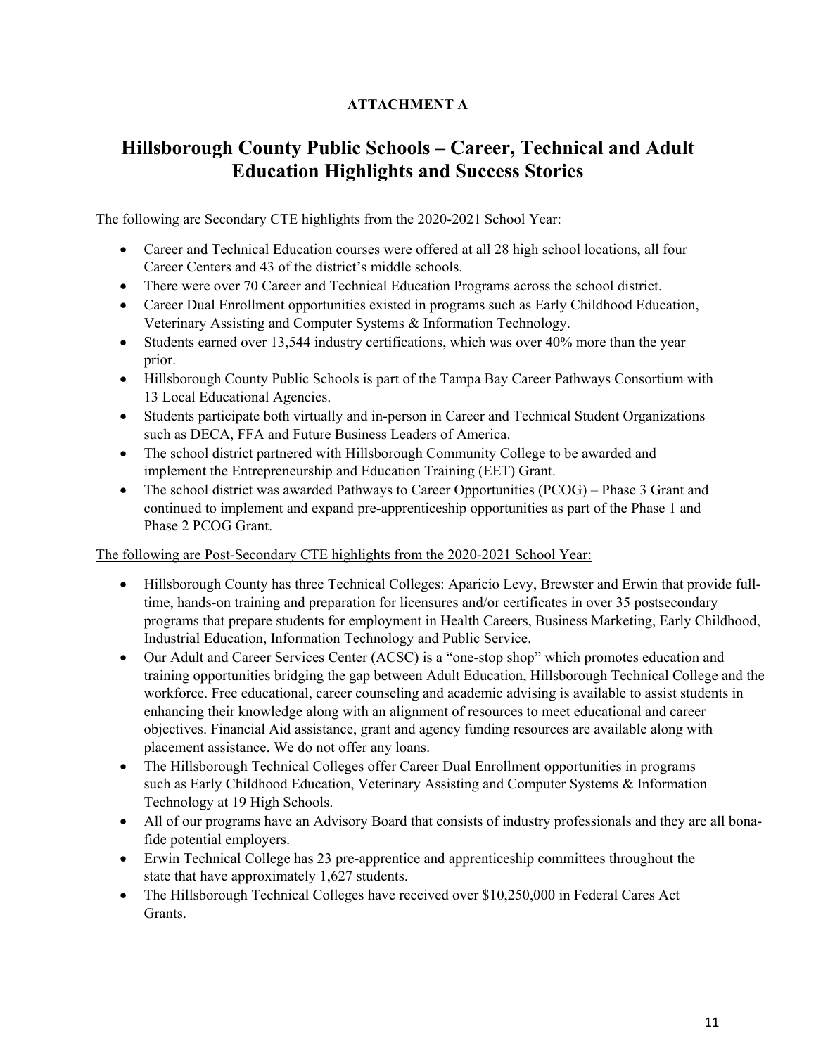**ATTACHMENT A**

# Hillsborough County Public Schools – Career, Technical and Adult Education Highlights and Success Stories

The following are Secondary CTE highlights from the 2020-2021 School Year:

- Career and Technical Education courses were offered at all 28 high school locations, all four Career Centers and 43 of the district's middle schools.
- There were over 70 Career and Technical Education Programs across the school district.
- Career Dual Enrollment opportunities existed in programs such as Early Childhood Education, Veterinary Assisting and Computer Systems & Information Technology.
- Students earned over 13,544 industry certifications, which was over 40% more than the year prior.
- Hillsborough County Public Schools is part of the Tampa Bay Career Pathways Consortium with 13 Local Educational Agencies.
- Students participate both virtually and in-person in Career and Technical Student Organizations such as DECA, FFA and Future Business Leaders of America.
- The school district partnered with Hillsborough Community College to be awarded and implement the Entrepreneurship and Education Training (EET) Grant.
- The school district was awarded Pathways to Career Opportunities (PCOG) – Phase 3 Grant and continued to implement and expand pre-apprenticeship opportunities as part of the Phase 1 and Phase 2 PCOG Grant.

The following are Post-Secondary CTE highlights from the 2020-2021 School Year:

- Hillsborough County has three Technical Colleges: Aparicio Levy, Brewster and Erwin that provide full-time, hands-on training and preparation for licensures and/or certificates in over 35 postsecondary programs that prepare students for employment in Health Careers, Business Marketing, Early Childhood, Industrial Education, Information Technology and Public Service.
- Our Adult and Career Services Center (ACSC) is a "one-stop shop" which promotes education and training opportunities bridging the gap between Adult Education, Hillsborough Technical College and the workforce. Free educational, career counseling and academic advising is available to assist students in enhancing their knowledge along with an alignment of resources to meet educational and career objectives. Financial Aid assistance, grant and agency funding resources are available along with placement assistance. We do not offer any loans.
- The Hillsborough Technical Colleges offer Career Dual Enrollment opportunities in programs such as Early Childhood Education, Veterinary Assisting and Computer Systems & Information Technology at 19 High Schools.
- All of our programs have an Advisory Board that consists of industry professionals and they are all bona-fide potential employers.
- Erwin Technical College has 23 pre-apprentice and apprenticeship committees throughout the state that have approximately 1,627 students.
- The Hillsborough Technical Colleges have received over $10,250,000 in Federal Cares Act Grants.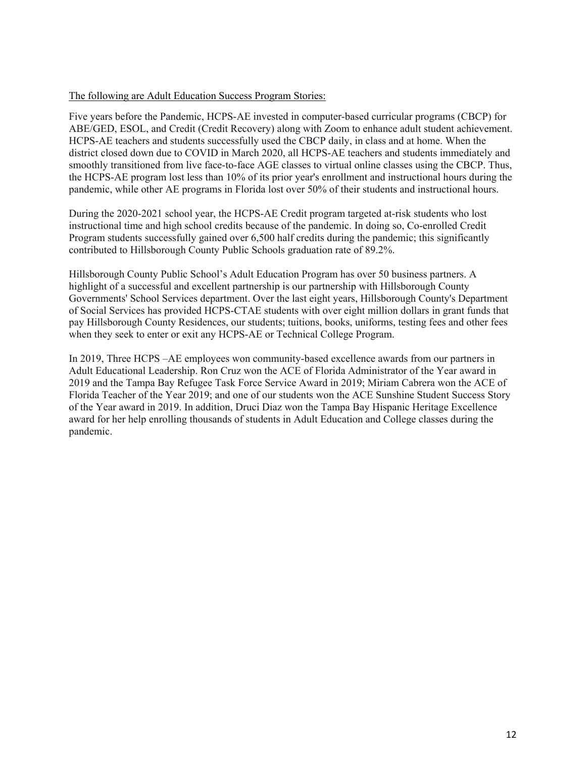<u>The following are Adult Education Success Program Stories:</u>

Five years before the Pandemic, HCPS-AE invested in computer-based curricular programs (CBCP) for ABE/GED, ESOL, and Credit (Credit Recovery) along with Zoom to enhance adult student achievement. HCPS-AE teachers and students successfully used the CBCP daily, in class and at home. When the district closed down due to COVID in March 2020, all HCPS-AE teachers and students immediately and smoothly transitioned from live face-to-face AGE classes to virtual online classes using the CBCP. Thus, the HCPS-AE program lost less than 10% of its prior year's enrollment and instructional hours during the pandemic, while other AE programs in Florida lost over 50% of their students and instructional hours.

During the 2020-2021 school year, the HCPS-AE Credit program targeted at-risk students who lost instructional time and high school credits because of the pandemic. In doing so, Co-enrolled Credit Program students successfully gained over 6,500 half credits during the pandemic; this significantly contributed to Hillsborough County Public Schools graduation rate of 89.2%.

Hillsborough County Public School's Adult Education Program has over 50 business partners. A highlight of a successful and excellent partnership is our partnership with Hillsborough County Governments' School Services department. Over the last eight years, Hillsborough County's Department of Social Services has provided HCPS-CTAE students with over eight million dollars in grant funds that pay Hillsborough County Residences, our students; tuitions, books, uniforms, testing fees and other fees when they seek to enter or exit any HCPS-AE or Technical College Program.

In 2019, Three HCPS –AE employees won community-based excellence awards from our partners in Adult Educational Leadership. Ron Cruz won the ACE of Florida Administrator of the Year award in 2019 and the Tampa Bay Refugee Task Force Service Award in 2019; Miriam Cabrera won the ACE of Florida Teacher of the Year 2019; and one of our students won the ACE Sunshine Student Success Story of the Year award in 2019. In addition, Druci Diaz won the Tampa Bay Hispanic Heritage Excellence award for her help enrolling thousands of students in Adult Education and College classes during the pandemic.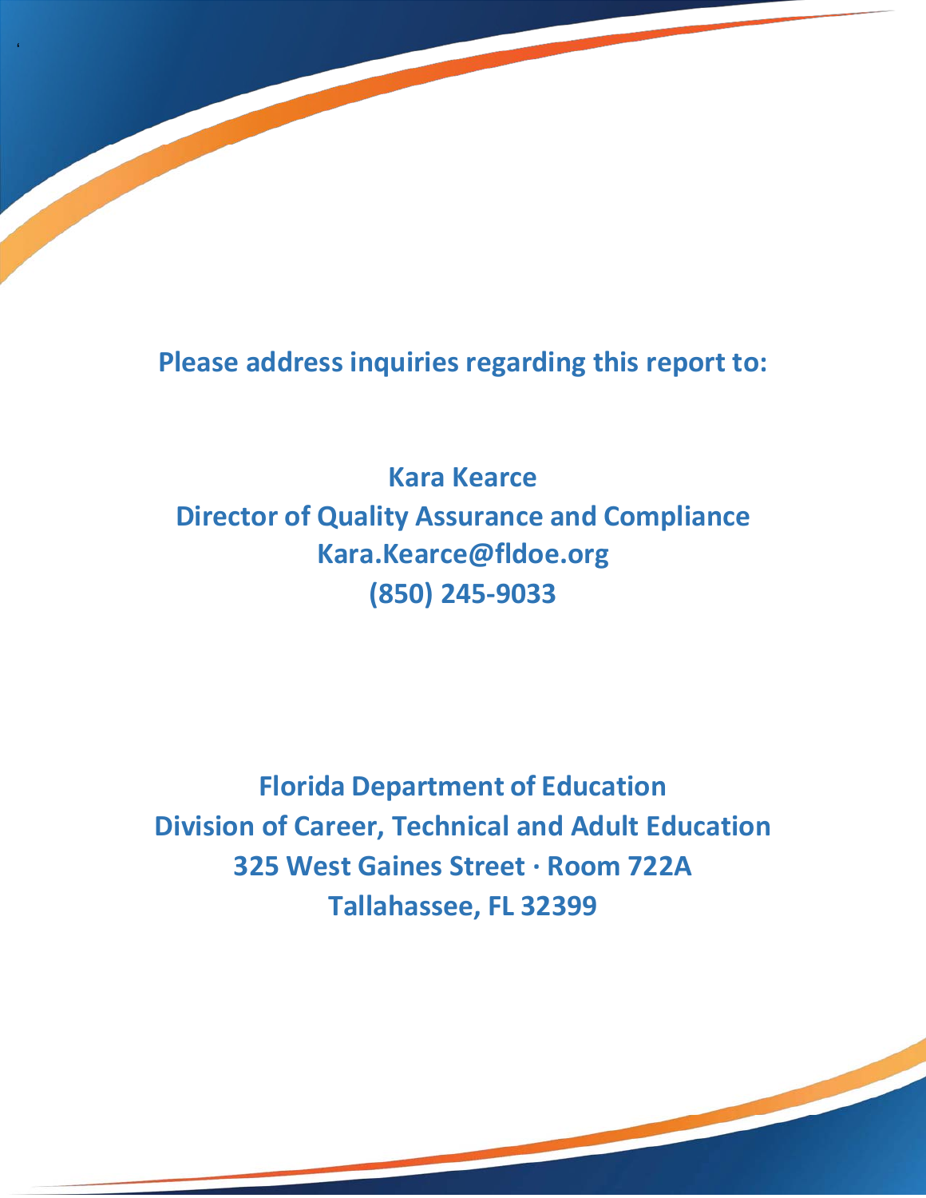**Please address inquiries regarding this report to:**

**Kara Kearce**
**Director of Quality Assurance and Compliance**
**Kara.Kearce@fldoe.org**
**(850) 245-9033**

**Florida Department of Education**
**Division of Career, Technical and Adult Education**
**325 West Gaines Street · Room 722A**
**Tallahassee, FL 32399**